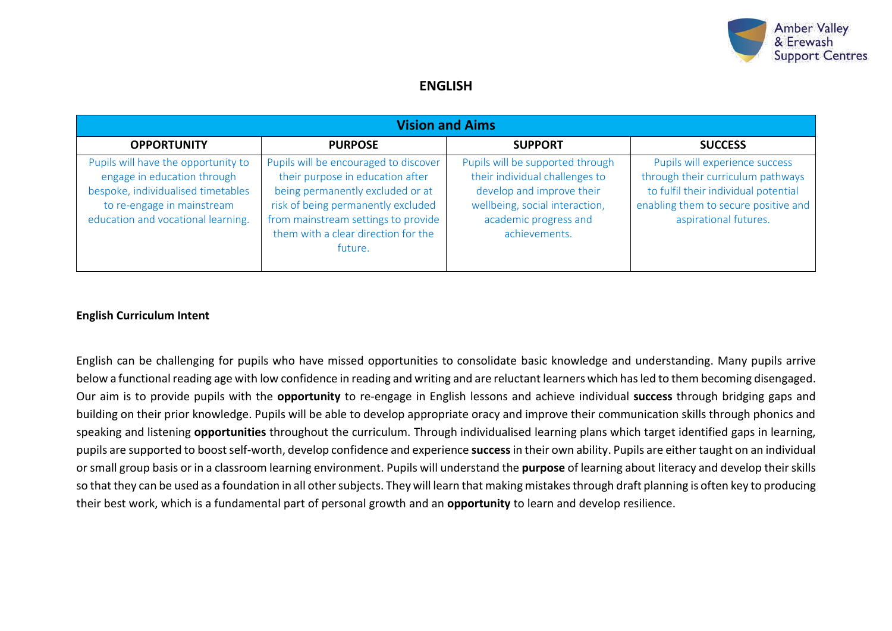# ENGLISH

| Vision and Aims | | | |
|---|---|---|---|
| **OPPORTUNITY** | **PURPOSE** | **SUPPORT** | **SUCCESS** |
| Pupils will have the opportunity to engage in education through bespoke, individualised timetables to re-engage in mainstream education and vocational learning. | Pupils will be encouraged to discover their purpose in education after being permanently excluded or at risk of being permanently excluded from mainstream settings to provide them with a clear direction for the future. | Pupils will be supported through their individual challenges to develop and improve their wellbeing, social interaction, academic progress and achievements. | Pupils will experience success through their curriculum pathways to fulfil their individual potential enabling them to secure positive and aspirational futures. |

**English Curriculum Intent**

English can be challenging for pupils who have missed opportunities to consolidate basic knowledge and understanding. Many pupils arrive below a functional reading age with low confidence in reading and writing and are reluctant learners which has led to them becoming disengaged. Our aim is to provide pupils with the **opportunity** to re-engage in English lessons and achieve individual **success** through bridging gaps and building on their prior knowledge. Pupils will be able to develop appropriate oracy and improve their communication skills through phonics and speaking and listening **opportunities** throughout the curriculum. Through individualised learning plans which target identified gaps in learning, pupils are supported to boost self-worth, develop confidence and experience **success** in their own ability. Pupils are either taught on an individual or small group basis or in a classroom learning environment. Pupils will understand the **purpose** of learning about literacy and develop their skills so that they can be used as a foundation in all other subjects. They will learn that making mistakes through draft planning is often key to producing their best work, which is a fundamental part of personal growth and an **opportunity** to learn and develop resilience.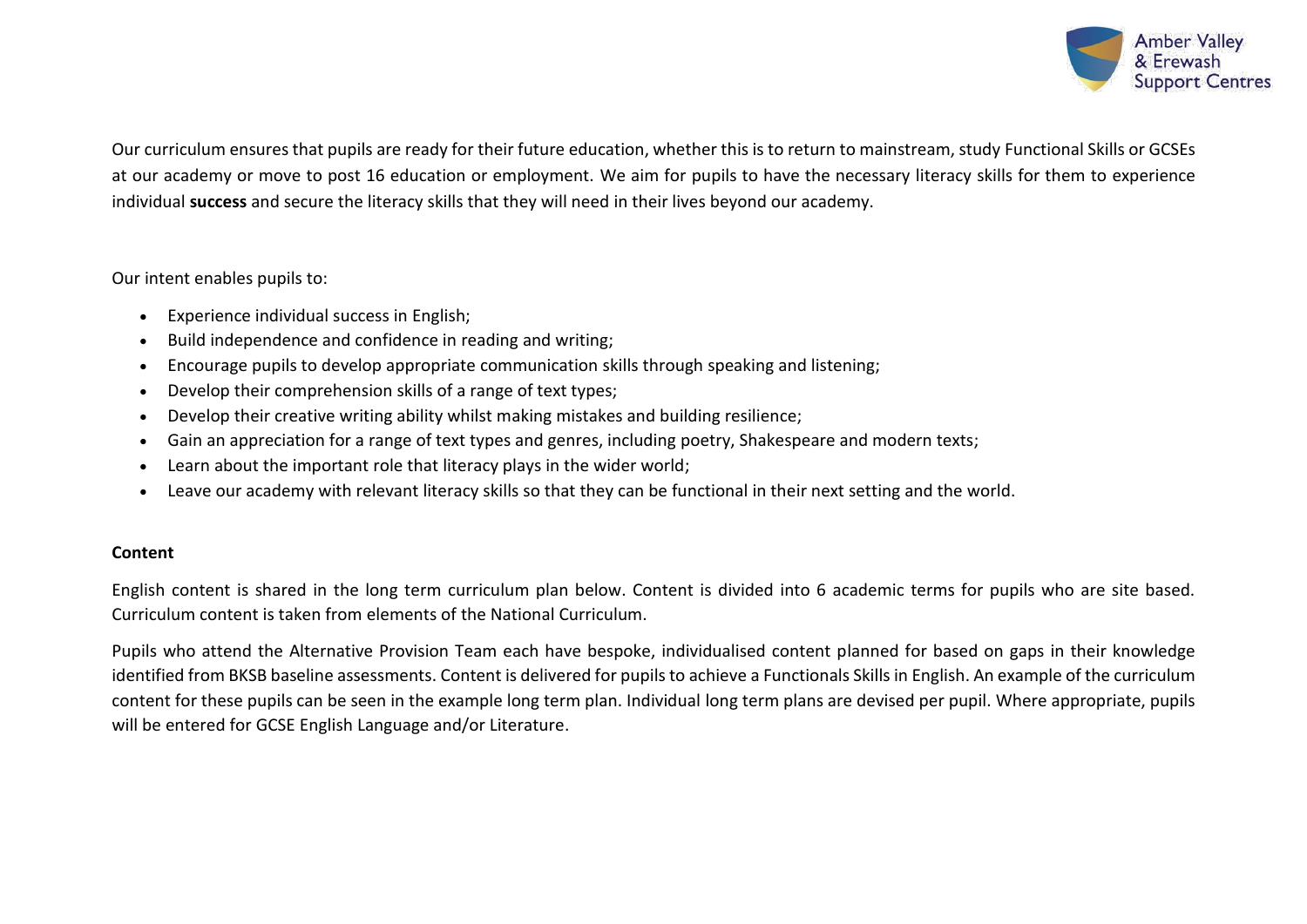Our curriculum ensures that pupils are ready for their future education, whether this is to return to mainstream, study Functional Skills or GCSEs at our academy or move to post 16 education or employment. We aim for pupils to have the necessary literacy skills for them to experience individual **success** and secure the literacy skills that they will need in their lives beyond our academy.

Our intent enables pupils to:

- Experience individual success in English;
- Build independence and confidence in reading and writing;
- Encourage pupils to develop appropriate communication skills through speaking and listening;
- Develop their comprehension skills of a range of text types;
- Develop their creative writing ability whilst making mistakes and building resilience;
- Gain an appreciation for a range of text types and genres, including poetry, Shakespeare and modern texts;
- Learn about the important role that literacy plays in the wider world;
- Leave our academy with relevant literacy skills so that they can be functional in their next setting and the world.

**Content**

English content is shared in the long term curriculum plan below. Content is divided into 6 academic terms for pupils who are site based. Curriculum content is taken from elements of the National Curriculum.

Pupils who attend the Alternative Provision Team each have bespoke, individualised content planned for based on gaps in their knowledge identified from BKSB baseline assessments. Content is delivered for pupils to achieve a Functionals Skills in English. An example of the curriculum content for these pupils can be seen in the example long term plan. Individual long term plans are devised per pupil. Where appropriate, pupils will be entered for GCSE English Language and/or Literature.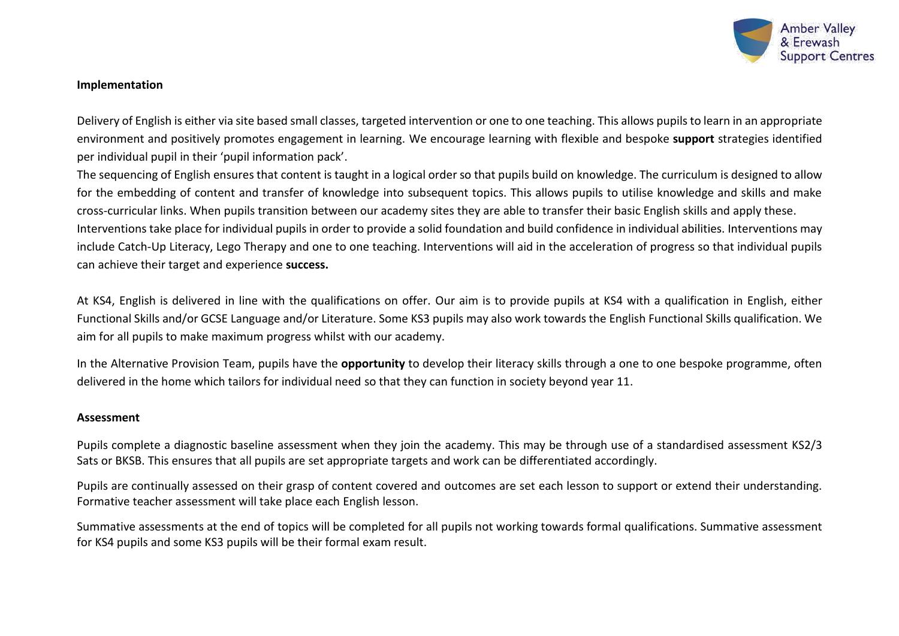**Implementation**

Delivery of English is either via site based small classes, targeted intervention or one to one teaching. This allows pupils to learn in an appropriate environment and positively promotes engagement in learning. We encourage learning with flexible and bespoke **support** strategies identified per individual pupil in their 'pupil information pack'.

The sequencing of English ensures that content is taught in a logical order so that pupils build on knowledge. The curriculum is designed to allow for the embedding of content and transfer of knowledge into subsequent topics. This allows pupils to utilise knowledge and skills and make cross-curricular links. When pupils transition between our academy sites they are able to transfer their basic English skills and apply these.

Interventions take place for individual pupils in order to provide a solid foundation and build confidence in individual abilities. Interventions may include Catch-Up Literacy, Lego Therapy and one to one teaching. Interventions will aid in the acceleration of progress so that individual pupils can achieve their target and experience **success.**

At KS4, English is delivered in line with the qualifications on offer. Our aim is to provide pupils at KS4 with a qualification in English, either Functional Skills and/or GCSE Language and/or Literature. Some KS3 pupils may also work towards the English Functional Skills qualification. We aim for all pupils to make maximum progress whilst with our academy.

In the Alternative Provision Team, pupils have the **opportunity** to develop their literacy skills through a one to one bespoke programme, often delivered in the home which tailors for individual need so that they can function in society beyond year 11.

**Assessment**

Pupils complete a diagnostic baseline assessment when they join the academy. This may be through use of a standardised assessment KS2/3 Sats or BKSB. This ensures that all pupils are set appropriate targets and work can be differentiated accordingly.

Pupils are continually assessed on their grasp of content covered and outcomes are set each lesson to support or extend their understanding. Formative teacher assessment will take place each English lesson.

Summative assessments at the end of topics will be completed for all pupils not working towards formal qualifications. Summative assessment for KS4 pupils and some KS3 pupils will be their formal exam result.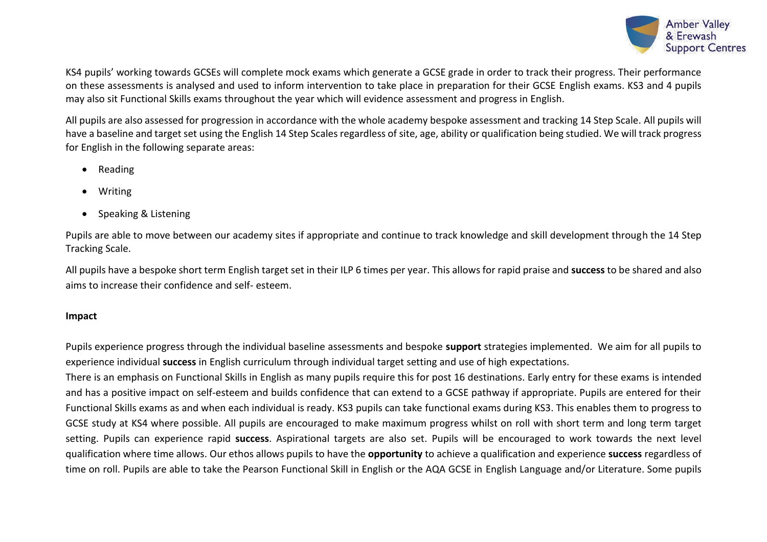KS4 pupils' working towards GCSEs will complete mock exams which generate a GCSE grade in order to track their progress. Their performance on these assessments is analysed and used to inform intervention to take place in preparation for their GCSE English exams. KS3 and 4 pupils may also sit Functional Skills exams throughout the year which will evidence assessment and progress in English.

All pupils are also assessed for progression in accordance with the whole academy bespoke assessment and tracking 14 Step Scale. All pupils will have a baseline and target set using the English 14 Step Scales regardless of site, age, ability or qualification being studied. We will track progress for English in the following separate areas:

- Reading
- Writing
- Speaking & Listening

Pupils are able to move between our academy sites if appropriate and continue to track knowledge and skill development through the 14 Step Tracking Scale.

All pupils have a bespoke short term English target set in their ILP 6 times per year. This allows for rapid praise and **success** to be shared and also aims to increase their confidence and self- esteem.

**Impact**

Pupils experience progress through the individual baseline assessments and bespoke **support** strategies implemented. We aim for all pupils to experience individual **success** in English curriculum through individual target setting and use of high expectations.

There is an emphasis on Functional Skills in English as many pupils require this for post 16 destinations. Early entry for these exams is intended and has a positive impact on self-esteem and builds confidence that can extend to a GCSE pathway if appropriate. Pupils are entered for their Functional Skills exams as and when each individual is ready. KS3 pupils can take functional exams during KS3. This enables them to progress to GCSE study at KS4 where possible. All pupils are encouraged to make maximum progress whilst on roll with short term and long term target setting. Pupils can experience rapid **success**. Aspirational targets are also set. Pupils will be encouraged to work towards the next level qualification where time allows. Our ethos allows pupils to have the **opportunity** to achieve a qualification and experience **success** regardless of time on roll. Pupils are able to take the Pearson Functional Skill in English or the AQA GCSE in English Language and/or Literature. Some pupils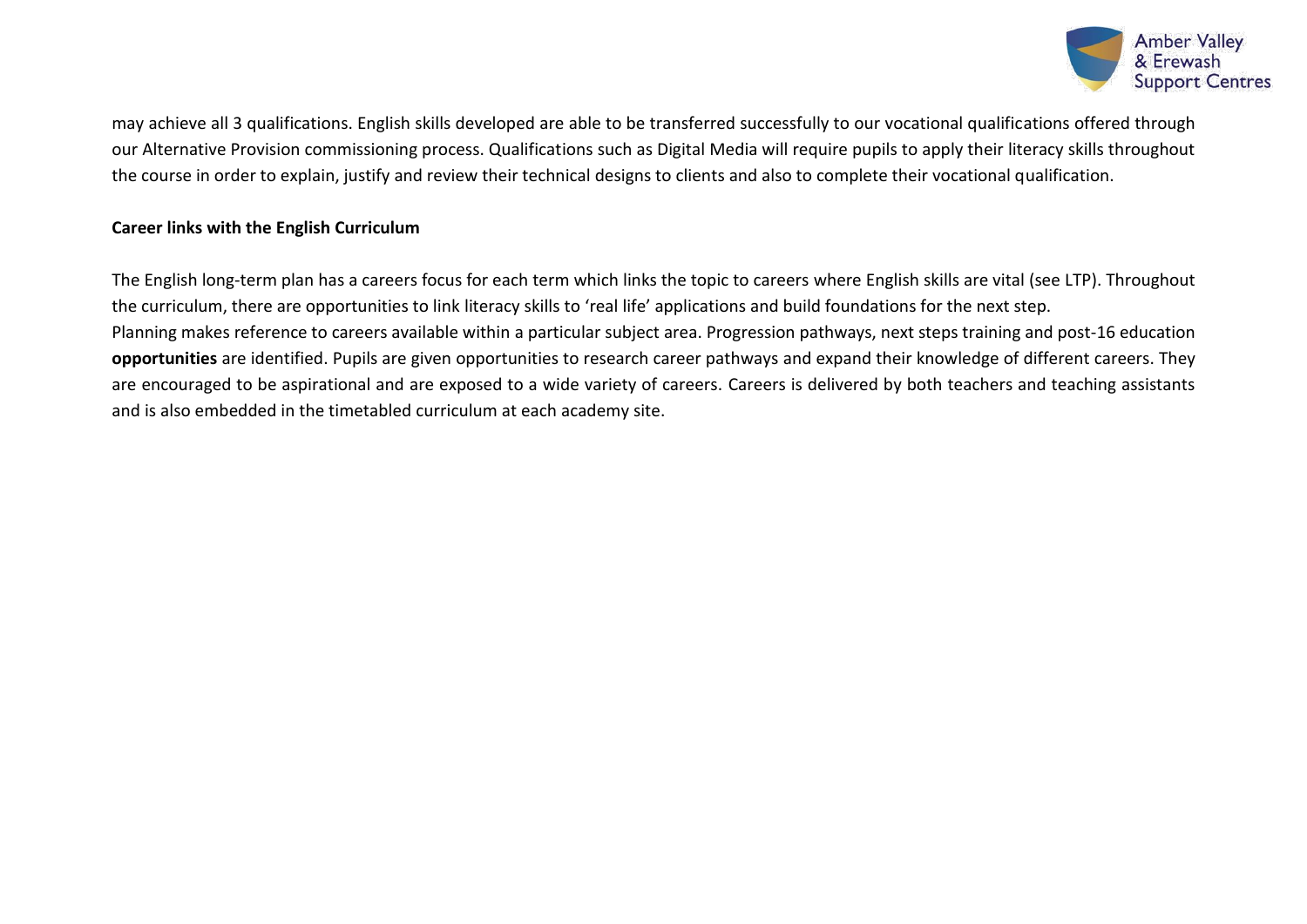may achieve all 3 qualifications. English skills developed are able to be transferred successfully to our vocational qualifications offered through our Alternative Provision commissioning process. Qualifications such as Digital Media will require pupils to apply their literacy skills throughout the course in order to explain, justify and review their technical designs to clients and also to complete their vocational qualification.

**Career links with the English Curriculum**

The English long-term plan has a careers focus for each term which links the topic to careers where English skills are vital (see LTP). Throughout the curriculum, there are opportunities to link literacy skills to 'real life' applications and build foundations for the next step.

Planning makes reference to careers available within a particular subject area. Progression pathways, next steps training and post-16 education **opportunities** are identified. Pupils are given opportunities to research career pathways and expand their knowledge of different careers. They are encouraged to be aspirational and are exposed to a wide variety of careers. Careers is delivered by both teachers and teaching assistants and is also embedded in the timetabled curriculum at each academy site.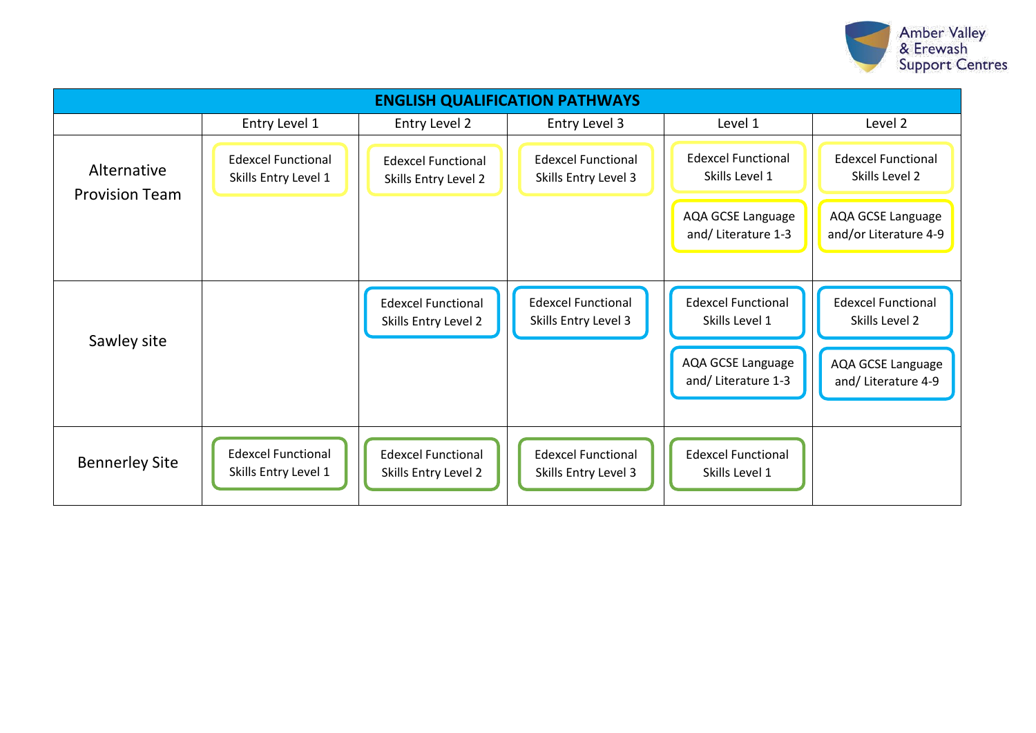| ENGLISH QUALIFICATION PATHWAYS | | | | | |
|---|---|---|---|---|---|
| | Entry Level 1 | Entry Level 2 | Entry Level 3 | Level 1 | Level 2 |
| Alternative Provision Team | Edexcel Functional Skills Entry Level 1 | Edexcel Functional Skills Entry Level 2 | Edexcel Functional Skills Entry Level 3 | Edexcel Functional Skills Level 1<br>AQA GCSE Language and/ Literature 1-3 | Edexcel Functional Skills Level 2<br>AQA GCSE Language and/or Literature 4-9 |
| Sawley site | | Edexcel Functional Skills Entry Level 2 | Edexcel Functional Skills Entry Level 3 | Edexcel Functional Skills Level 1<br>AQA GCSE Language and/ Literature 1-3 | Edexcel Functional Skills Level 2<br>AQA GCSE Language and/ Literature 4-9 |
| Bennerley Site | Edexcel Functional Skills Entry Level 1 | Edexcel Functional Skills Entry Level 2 | Edexcel Functional Skills Entry Level 3 | Edexcel Functional Skills Level 1 | |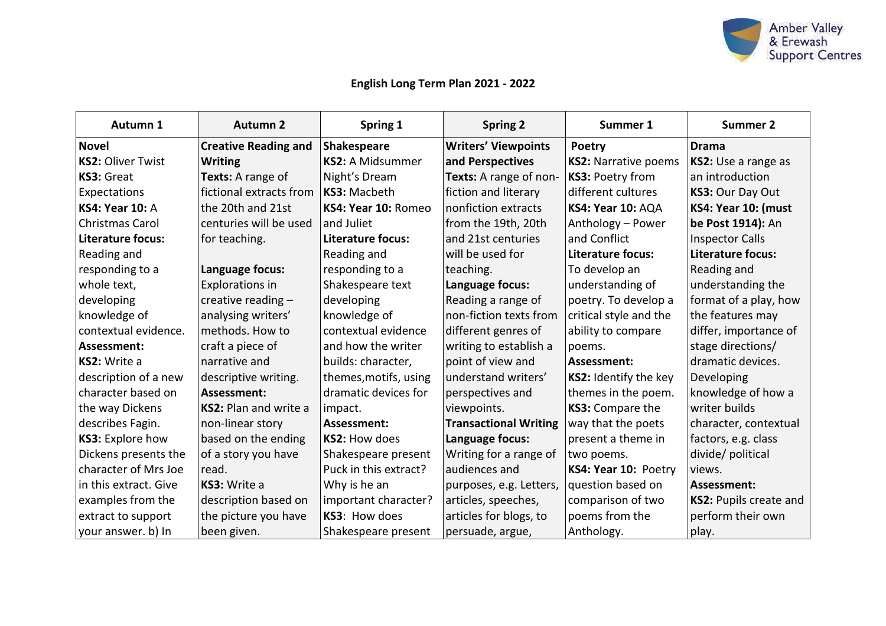# English Long Term Plan 2021 - 2022

| Autumn 1 | Autumn 2 | Spring 1 | Spring 2 | Summer 1 | Summer 2 |
|---|---|---|---|---|---|
| **Novel**<br>**KS2:** Oliver Twist<br>**KS3:** Great Expectations<br>**KS4: Year 10:** A Christmas Carol<br>**Literature focus:** Reading and responding to a whole text, developing knowledge of contextual evidence.<br>**Assessment:**<br>**KS2:** Write a description of a new character based on the way Dickens describes Fagin.<br>**KS3:** Explore how Dickens presents the character of Mrs Joe in this extract. Give examples from the extract to support your answer. b) In | **Creative Reading and Writing**<br>**Texts:** A range of fictional extracts from the 20th and 21st centuries will be used for teaching.<br><br>**Language focus:** Explorations in creative reading – analysing writers' methods. How to craft a piece of narrative and descriptive writing.<br>**Assessment:**<br>**KS2:** Plan and write a non-linear story based on the ending of a story you have read.<br>**KS3:** Write a description based on the picture you have been given. | **Shakespeare**<br>**KS2:** A Midsummer Night's Dream<br>**KS3:** Macbeth<br>**KS4: Year 10:** Romeo and Juliet<br>**Literature focus:** Reading and responding to a Shakespeare text developing knowledge of contextual evidence and how the writer builds: character, themes,motifs, using dramatic devices for impact.<br>**Assessment:**<br>**KS2:** How does Shakespeare present Puck in this extract? Why is he an important character?<br>**KS3**: How does Shakespeare present | **Writers' Viewpoints and Perspectives**<br>**Texts:** A range of non-fiction and literary nonfiction extracts from the 19th, 20th and 21st centuries will be used for teaching.<br>**Language focus:** Reading a range of non-fiction texts from different genres of writing to establish a point of view and understand writers' perspectives and viewpoints.<br>**Transactional Writing**<br>**Language focus:** Writing for a range of audiences and purposes, e.g. Letters, articles, speeches, articles for blogs, to persuade, argue, | **Poetry**<br>**KS2:** Narrative poems<br>**KS3:** Poetry from different cultures<br>**KS4: Year 10:** AQA Anthology – Power and Conflict<br>**Literature focus:** To develop an understanding of poetry. To develop a critical style and the ability to compare poems.<br>**Assessment:**<br>**KS2:** Identify the key themes in the poem.<br>**KS3:** Compare the way that the poets present a theme in two poems.<br>**KS4: Year 10:** Poetry question based on comparison of two poems from the Anthology. | **Drama**<br>**KS2:** Use a range as an introduction<br>**KS3:** Our Day Out<br>**KS4: Year 10: (must be Post 1914):** An Inspector Calls<br>**Literature focus:** Reading and understanding the format of a play, how the features may differ, importance of stage directions/ dramatic devices. Developing knowledge of how a writer builds character, contextual factors, e.g. class divide/ political views.<br>**Assessment:**<br>**KS2:** Pupils create and perform their own play. |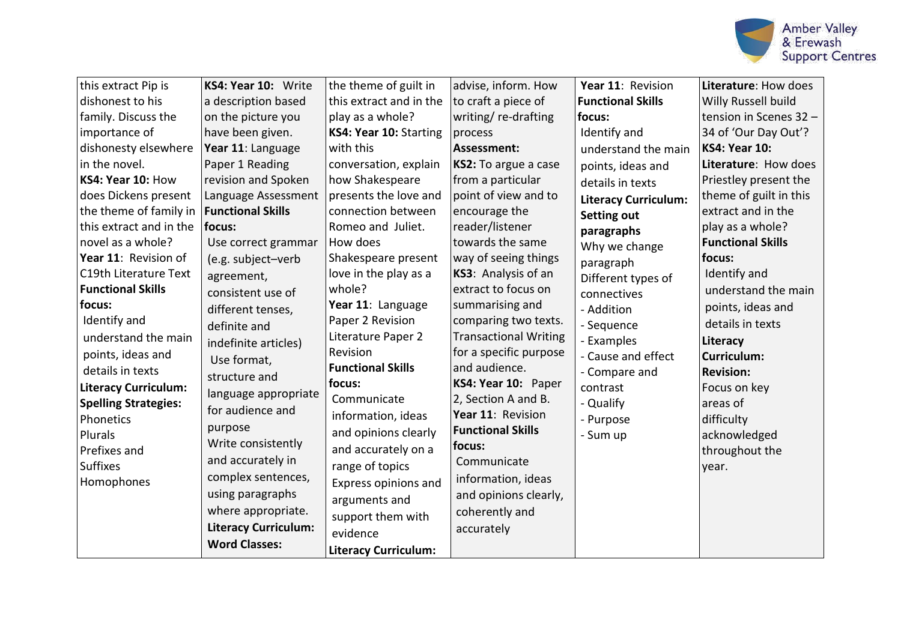| | | | | | |
|---|---|---|---|---|---|
| this extract Pip is dishonest to his family. Discuss the importance of dishonesty elsewhere in the novel.<br>**KS4: Year 10:** How does Dickens present the theme of family in this extract and in the novel as a whole?<br>**Year 11**: Revision of C19th Literature Text<br>**Functional Skills focus:**<br>Identify and understand the main points, ideas and details in texts<br>**Literacy Curriculum:**<br>**Spelling Strategies:**<br>Phonetics<br>Plurals<br>Prefixes and Suffixes<br>Homophones | **KS4: Year 10:** Write a description based on the picture you have been given.<br>**Year 11**: Language Paper 1 Reading revision and Spoken Language Assessment<br>**Functional Skills focus:**<br>Use correct grammar (e.g. subject–verb agreement, consistent use of different tenses, definite and indefinite articles)<br>Use format, structure and language appropriate for audience and purpose<br>Write consistently and accurately in complex sentences, using paragraphs where appropriate.<br>**Literacy Curriculum:**<br>**Word Classes:** | the theme of guilt in this extract and in the play as a whole?<br>**KS4: Year 10:** Starting with this conversation, explain how Shakespeare presents the love and connection between Romeo and Juliet. How does Shakespeare present love in the play as a whole?<br>**Year 11**: Language Paper 2 Revision Literature Paper 2 Revision<br>**Functional Skills focus:**<br>Communicate information, ideas and opinions clearly and accurately on a range of topics<br>Express opinions and arguments and support them with evidence<br>**Literacy Curriculum:** | advise, inform. How to craft a piece of writing/ re-drafting process<br>**Assessment:**<br>**KS2:** To argue a case from a particular point of view and to encourage the reader/listener towards the same way of seeing things<br>**KS3**: Analysis of an extract to focus on summarising and comparing two texts. Transactional Writing for a specific purpose and audience.<br>**KS4: Year 10:** Paper 2, Section A and B.<br>**Year 11**: Revision<br>**Functional Skills focus:**<br>Communicate information, ideas and opinions clearly, coherently and accurately | **Year 11**: Revision<br>**Functional Skills focus:**<br>Identify and understand the main points, ideas and details in texts<br>**Literacy Curriculum: Setting out paragraphs**<br>Why we change paragraph<br>Different types of connectives<br>- Addition<br>- Sequence<br>- Examples<br>- Cause and effect<br>- Compare and contrast<br>- Qualify<br>- Purpose<br>- Sum up | **Literature**: How does Willy Russell build tension in Scenes 32 – 34 of 'Our Day Out'?<br>**KS4: Year 10: Literature**: How does Priestley present the theme of guilt in this extract and in the play as a whole?<br>**Functional Skills focus:**<br>Identify and understand the main points, ideas and details in texts<br>**Literacy Curriculum:**<br>**Revision:**<br>Focus on key areas of difficulty acknowledged throughout the year. |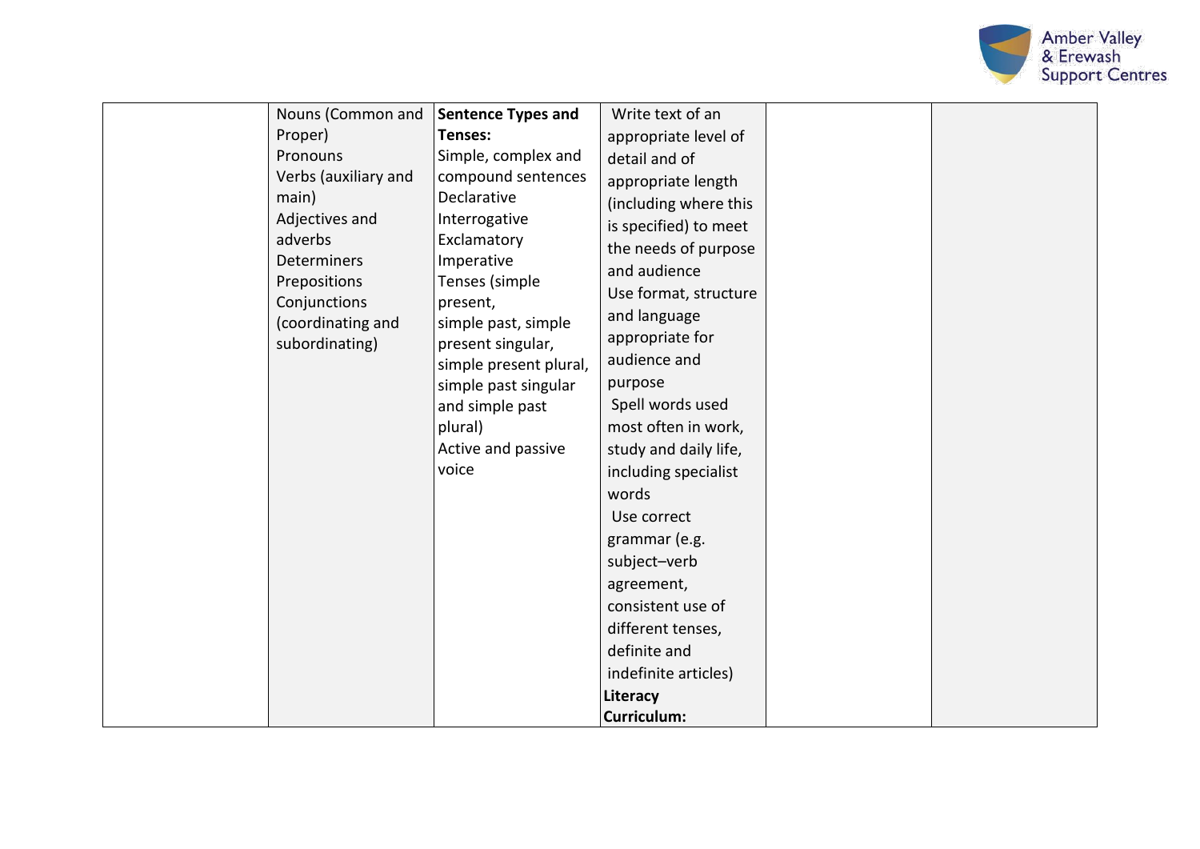| | | | | | |
|---|---|---|---|---|---|
| | Nouns (Common and Proper)<br>Pronouns<br>Verbs (auxiliary and main)<br>Adjectives and adverbs<br>Determiners<br>Prepositions<br>Conjunctions (coordinating and subordinating) | **Sentence Types and Tenses:**<br>Simple, complex and compound sentences<br>Declarative<br>Interrogative<br>Exclamatory<br>Imperative<br>Tenses (simple present,<br>simple past, simple present singular,<br>simple present plural,<br>simple past singular and simple past plural)<br>Active and passive voice | Write text of an appropriate level of detail and of appropriate length (including where this is specified) to meet the needs of purpose and audience<br>Use format, structure and language appropriate for audience and purpose<br>Spell words used most often in work, study and daily life, including specialist words<br>Use correct grammar (e.g. subject–verb agreement, consistent use of different tenses, definite and indefinite articles)<br>**Literacy Curriculum:** | | |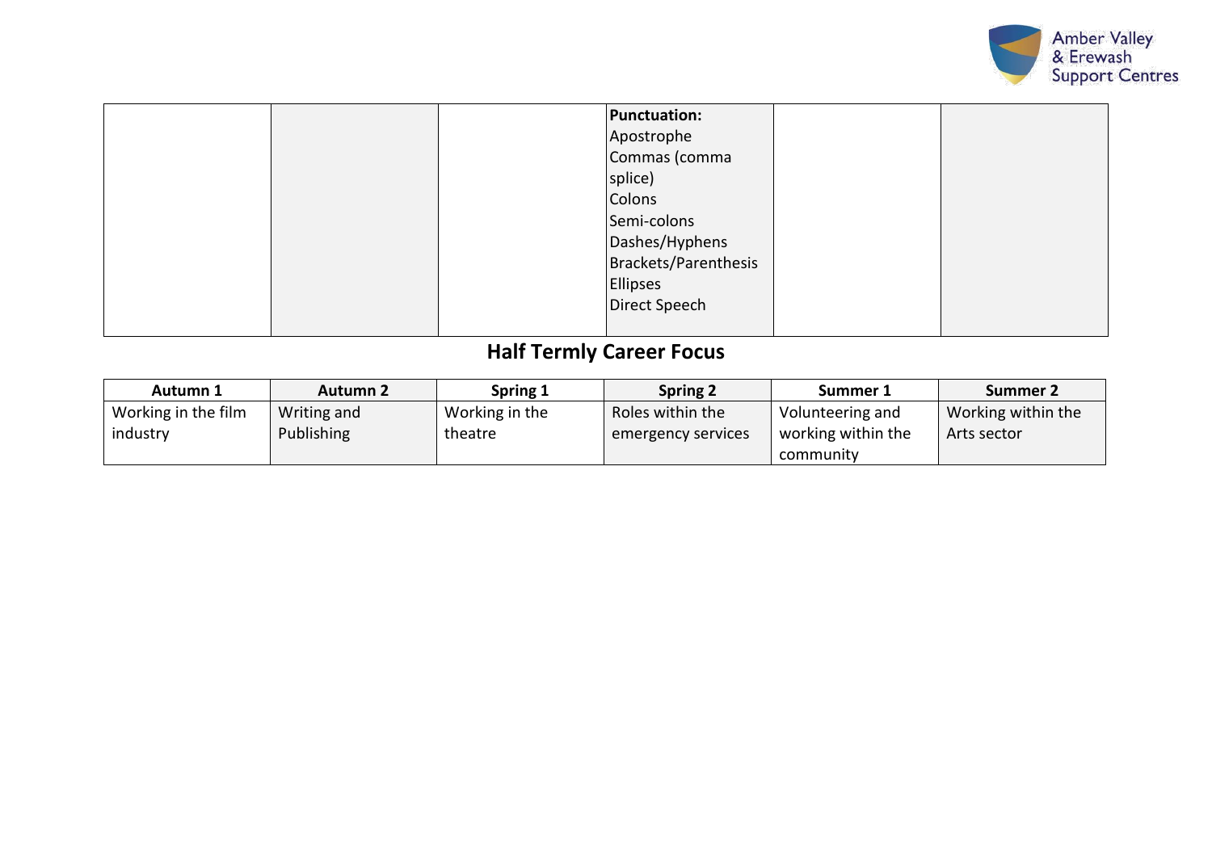| | | | | | |
|---|---|---|---|---|---|
| | | | **Punctuation:**<br>Apostrophe<br>Commas (comma splice)<br>Colons<br>Semi-colons<br>Dashes/Hyphens<br>Brackets/Parenthesis<br>Ellipses<br>Direct Speech | | |

## Half Termly Career Focus

| Autumn 1 | Autumn 2 | Spring 1 | Spring 2 | Summer 1 | Summer 2 |
|---|---|---|---|---|---|
| Working in the film industry | Writing and Publishing | Working in the theatre | Roles within the emergency services | Volunteering and working within the community | Working within the Arts sector |